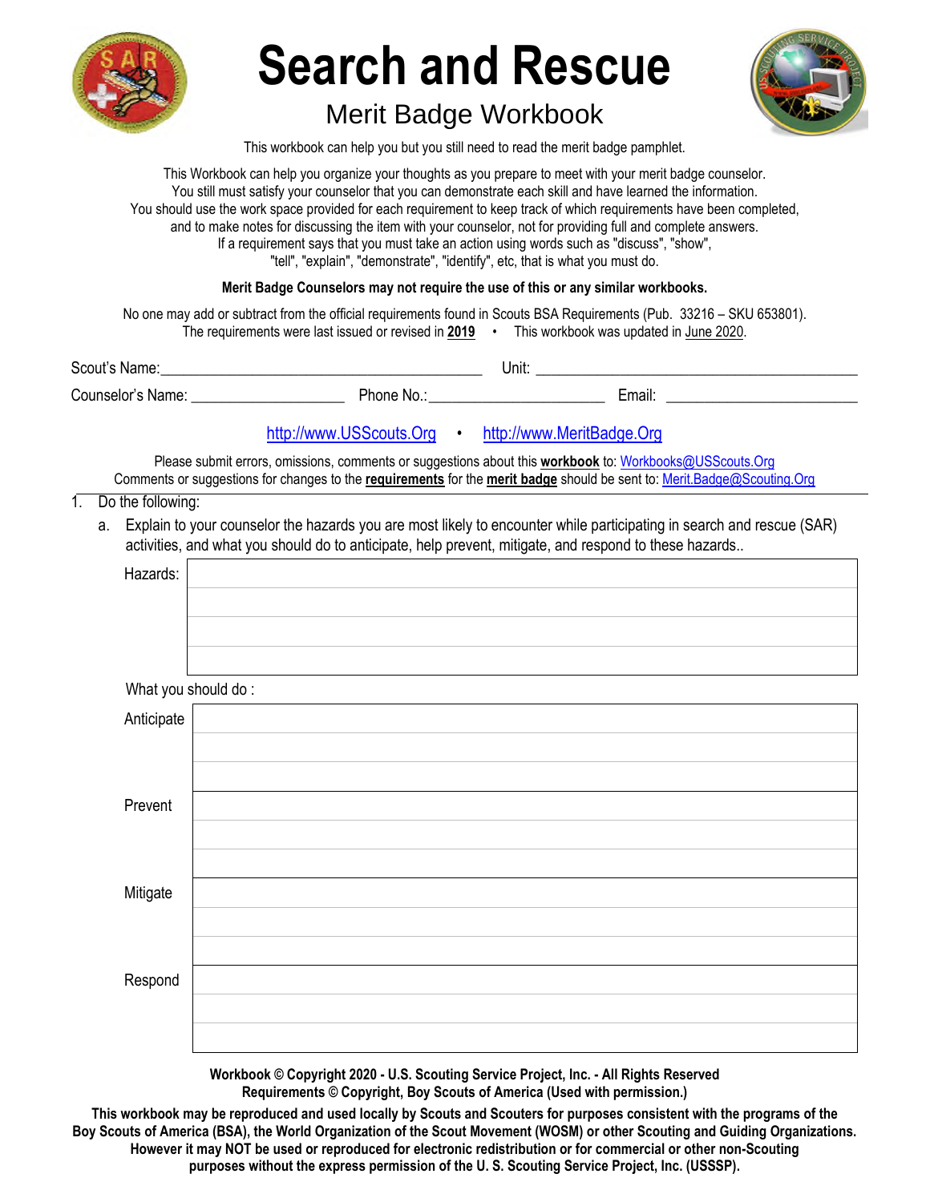# Search and Rescue

## Merit Badge Workbook

This workbook can help you but you still need to read the merit badge pamphlet.

This Workbook can help you organize your thoughts as you prepare to meet with your merit badge counselor.
You still must satisfy your counselor that you can demonstrate each skill and have learned the information.
You should use the work space provided for each requirement to keep track of which requirements have been completed, and to make notes for discussing the item with your counselor, not for providing full and complete answers.
If a requirement says that you must take an action using words such as "discuss", "show", "tell", "explain", "demonstrate", "identify", etc, that is what you must do.

**Merit Badge Counselors may not require the use of this or any similar workbooks.**

No one may add or subtract from the official requirements found in Scouts BSA Requirements (Pub. 33216 – SKU 653801).
The requirements were last issued or revised in **2019** • This workbook was updated in June 2020.

Scout's Name:________________________________________ Unit: ___________________________________________

Counselor's Name: ____________________ Phone No.:_______________________ Email: _________________________

http://www.USScouts.Org • http://www.MeritBadge.Org

Please submit errors, omissions, comments or suggestions about this **workbook** to: Workbooks@USScouts.Org
Comments or suggestions for changes to the **requirements** for the **merit badge** should be sent to: Merit.Badge@Scouting.Org

---

1. Do the following:
   a. Explain to your counselor the hazards you are most likely to encounter while participating in search and rescue (SAR) activities, and what you should do to anticipate, help prevent, mitigate, and respond to these hazards..

| Hazards: | |
|---|---|
| | |
| | |
| | |

What you should do :

| | |
|---|---|
| Anticipate | |
| | |
| | |
| Prevent | |
| | |
| | |
| Mitigate | |
| | |
| | |
| Respond | |
| | |
| | |

**Workbook © Copyright 2020 - U.S. Scouting Service Project, Inc. - All Rights Reserved**
**Requirements © Copyright, Boy Scouts of America (Used with permission.)**

**This workbook may be reproduced and used locally by Scouts and Scouters for purposes consistent with the programs of the Boy Scouts of America (BSA), the World Organization of the Scout Movement (WOSM) or other Scouting and Guiding Organizations. However it may NOT be used or reproduced for electronic redistribution or for commercial or other non-Scouting purposes without the express permission of the U. S. Scouting Service Project, Inc. (USSSP).**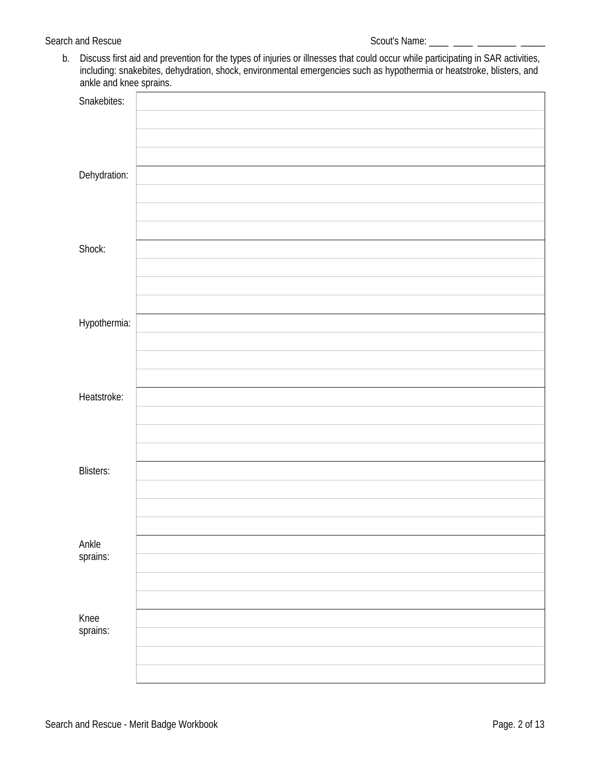b. Discuss first aid and prevention for the types of injuries or illnesses that could occur while participating in SAR activities, including: snakebites, dehydration, shock, environmental emergencies such as hypothermia or heatstroke, blisters, and ankle and knee sprains.

| | |
|---|---|
| Snakebites: | |
| | |
| | |
| | |
| Dehydration: | |
| | |
| | |
| | |
| Shock: | |
| | |
| | |
| | |
| Hypothermia: | |
| | |
| | |
| | |
| Heatstroke: | |
| | |
| | |
| | |
| Blisters: | |
| | |
| | |
| | |
| Ankle sprains: | |
| | |
| | |
| | |
| Knee sprains: | |
| | |
| | |
| | |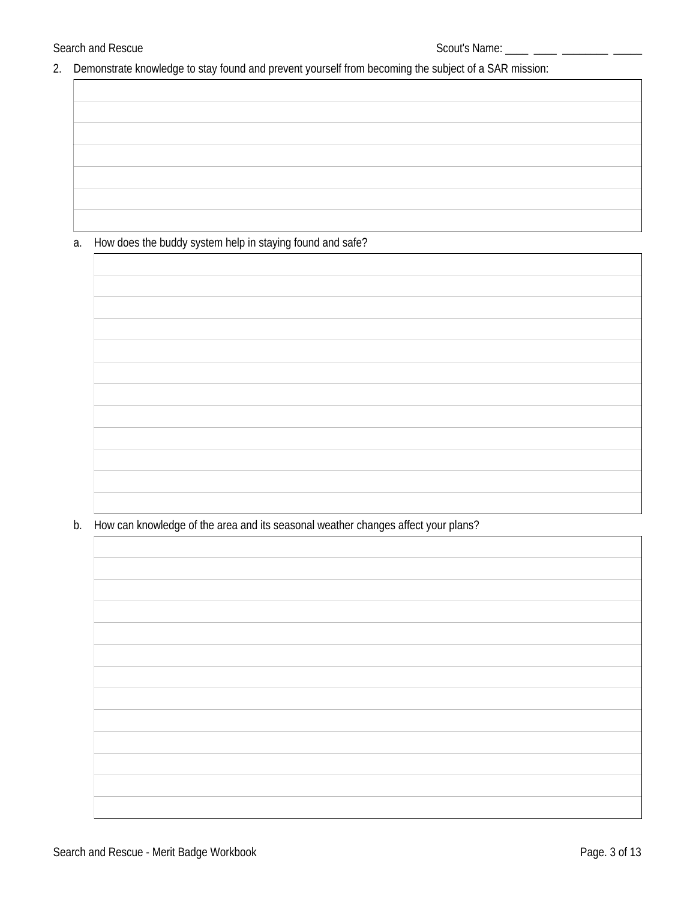2. Demonstrate knowledge to stay found and prevent yourself from becoming the subject of a SAR mission:

    a. How does the buddy system help in staying found and safe?

    b. How can knowledge of the area and its seasonal weather changes affect your plans?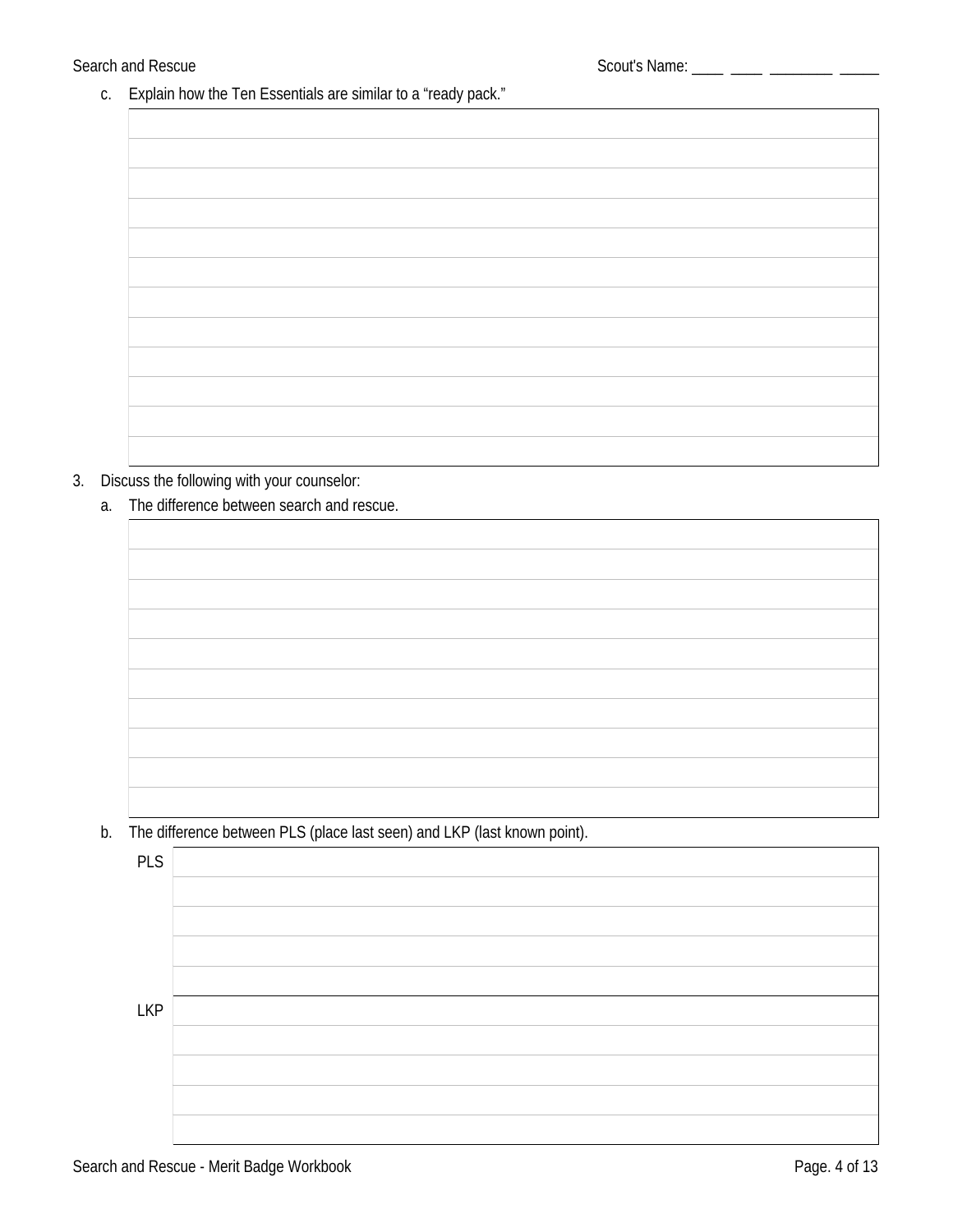c. Explain how the Ten Essentials are similar to a "ready pack."

3. Discuss the following with your counselor:

   a. The difference between search and rescue.

   b. The difference between PLS (place last seen) and LKP (last known point).

| PLS | |
|---|---|
| LKP | |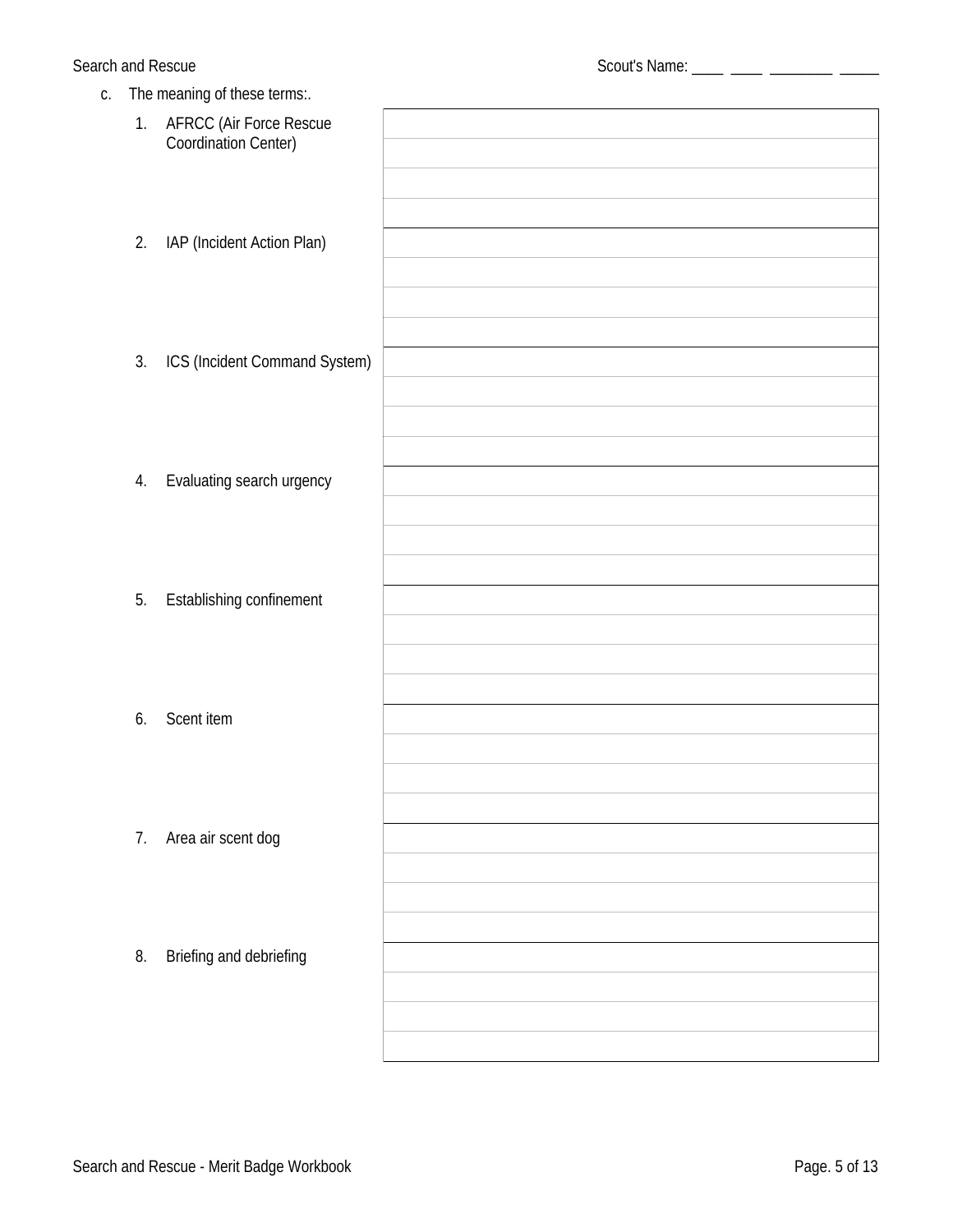c. The meaning of these terms:.

| | |
|---|---|
| 1. AFRCC (Air Force Rescue Coordination Center) | |
| 2. IAP (Incident Action Plan) | |
| 3. ICS (Incident Command System) | |
| 4. Evaluating search urgency | |
| 5. Establishing confinement | |
| 6. Scent item | |
| 7. Area air scent dog | |
| 8. Briefing and debriefing | |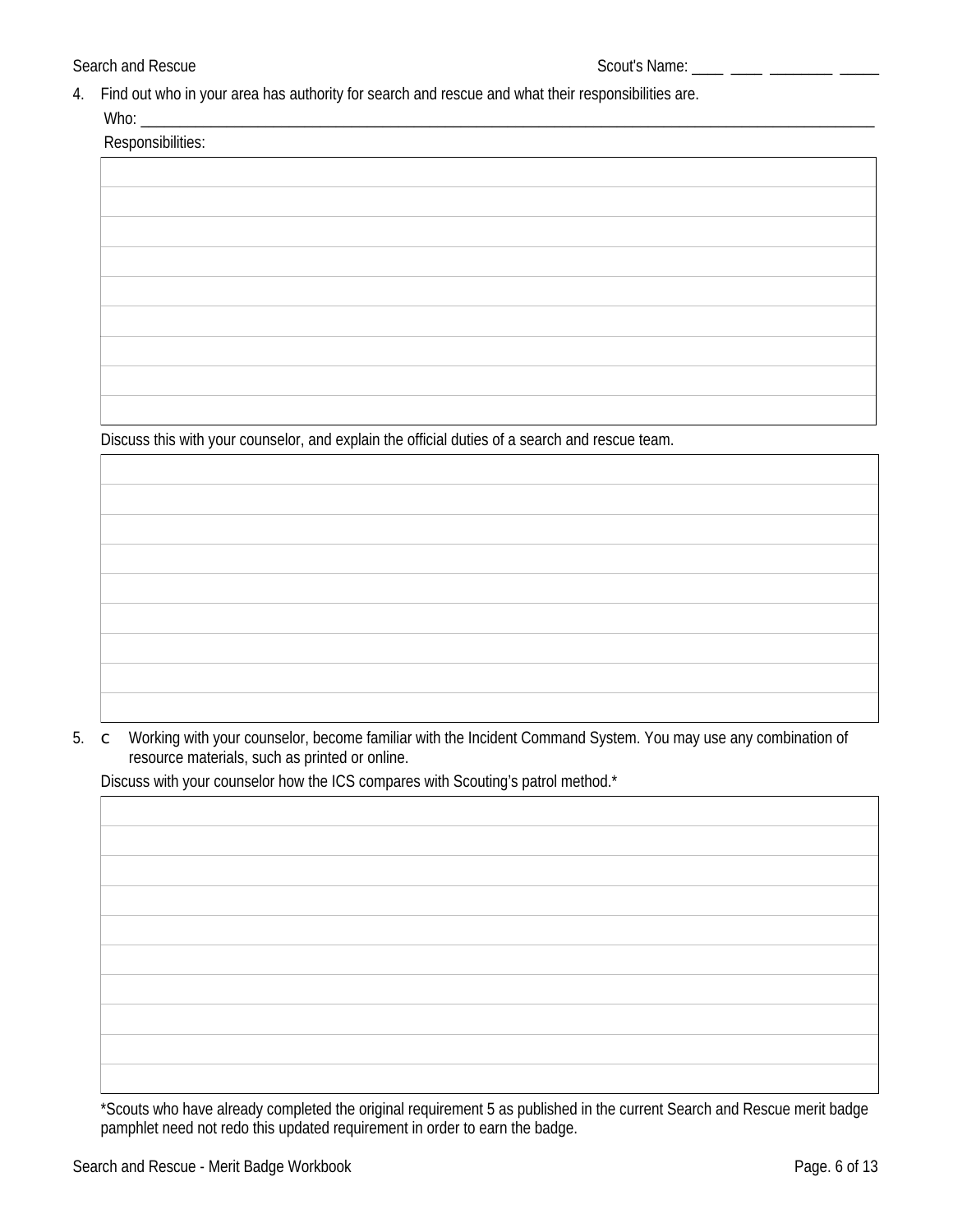4. Find out who in your area has authority for search and rescue and what their responsibilities are.

   Who: ______________________________________________________________________

   Responsibilities:

   Discuss this with your counselor, and explain the official duties of a search and rescue team.

5. c Working with your counselor, become familiar with the Incident Command System. You may use any combination of resource materials, such as printed or online.

   Discuss with your counselor how the ICS compares with Scouting's patrol method.*

*Scouts who have already completed the original requirement 5 as published in the current Search and Rescue merit badge pamphlet need not redo this updated requirement in order to earn the badge.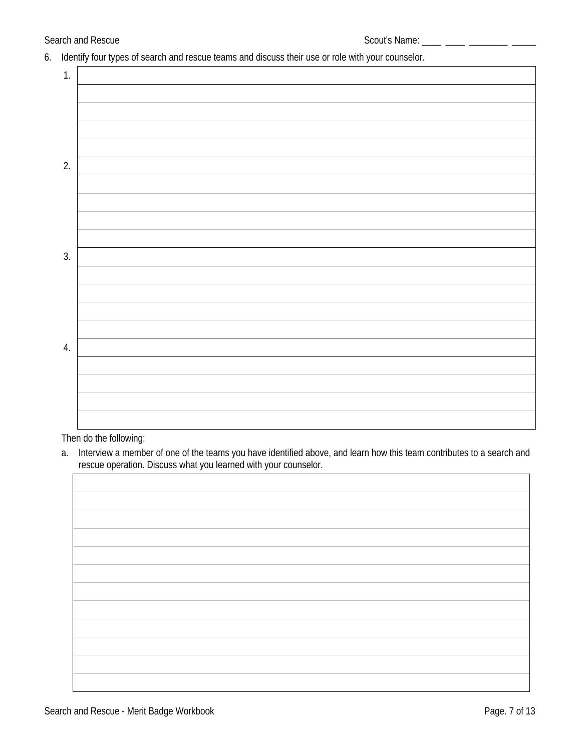6. Identify four types of search and rescue teams and discuss their use or role with your counselor.

1.

2.

3.

4.

Then do the following:

a. Interview a member of one of the teams you have identified above, and learn how this team contributes to a search and rescue operation. Discuss what you learned with your counselor.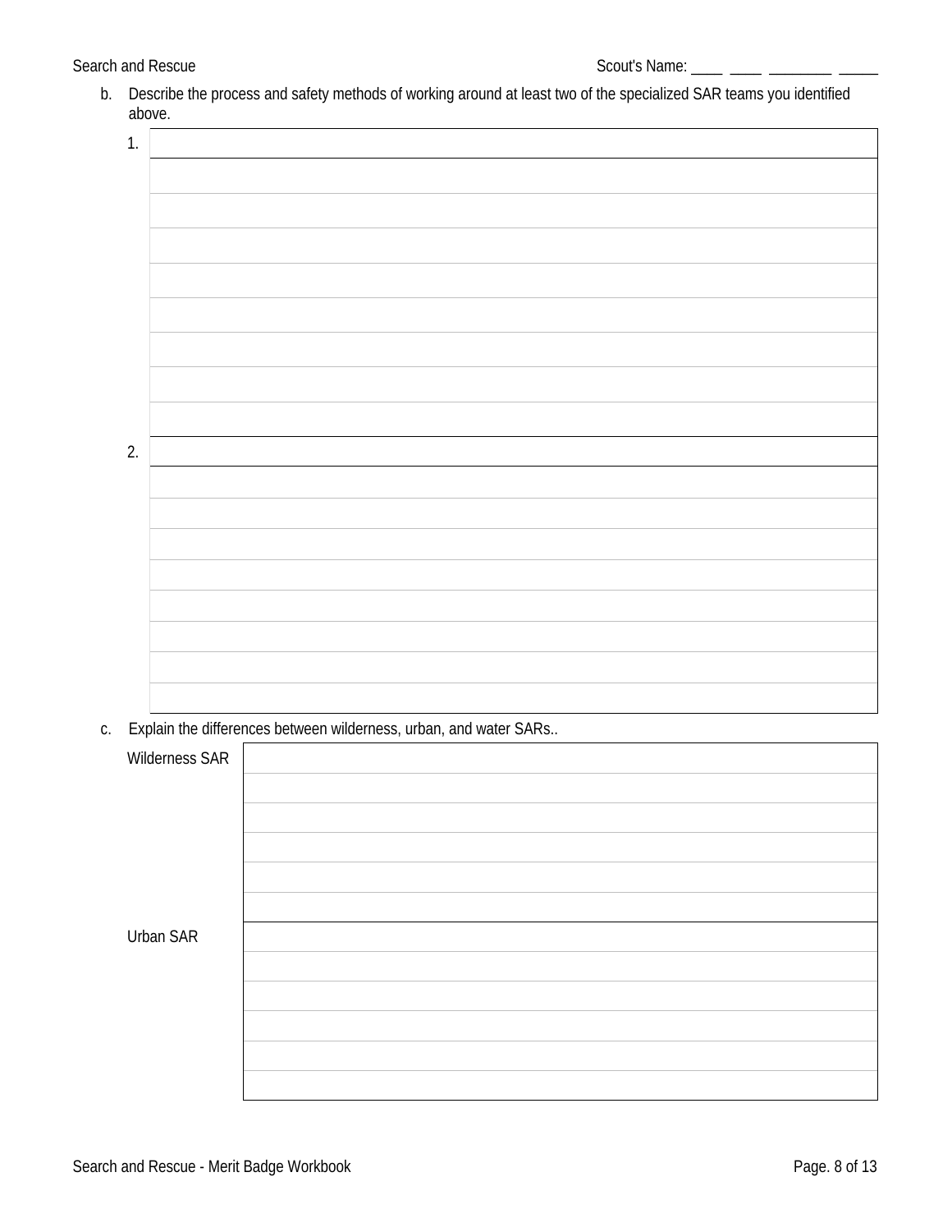b. Describe the process and safety methods of working around at least two of the specialized SAR teams you identified above.

1.

2.

c. Explain the differences between wilderness, urban, and water SARs..

Wilderness SAR

Urban SAR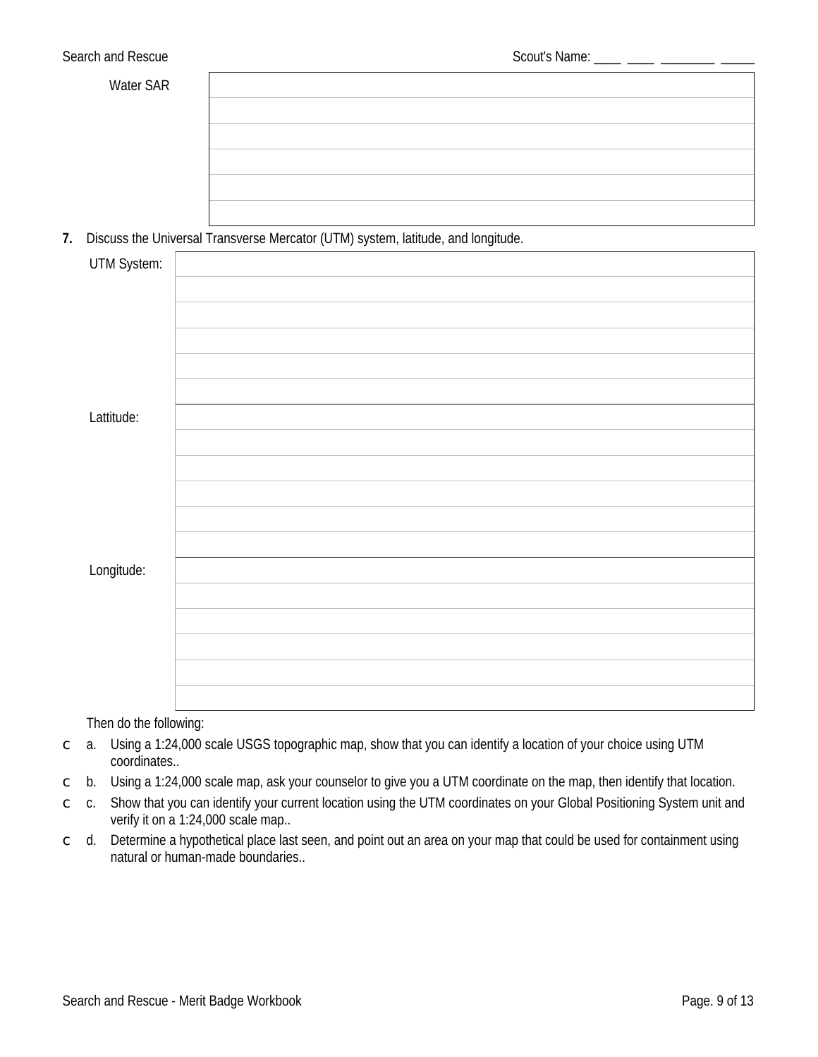| Water SAR | |
|---|---|
| | |
| | |
| | |
| | |
| | |

**7.** Discuss the Universal Transverse Mercator (UTM) system, latitude, and longitude.

| UTM System: | |
|---|---|
| | |
| | |
| | |
| | |
| | |
| Lattitude: | |
| | |
| | |
| | |
| | |
| | |
| Longitude: | |
| | |
| | |
| | |
| | |
| | |

Then do the following:

- c a. Using a 1:24,000 scale USGS topographic map, show that you can identify a location of your choice using UTM coordinates..
- c b. Using a 1:24,000 scale map, ask your counselor to give you a UTM coordinate on the map, then identify that location.
- c c. Show that you can identify your current location using the UTM coordinates on your Global Positioning System unit and verify it on a 1:24,000 scale map..
- c d. Determine a hypothetical place last seen, and point out an area on your map that could be used for containment using natural or human-made boundaries..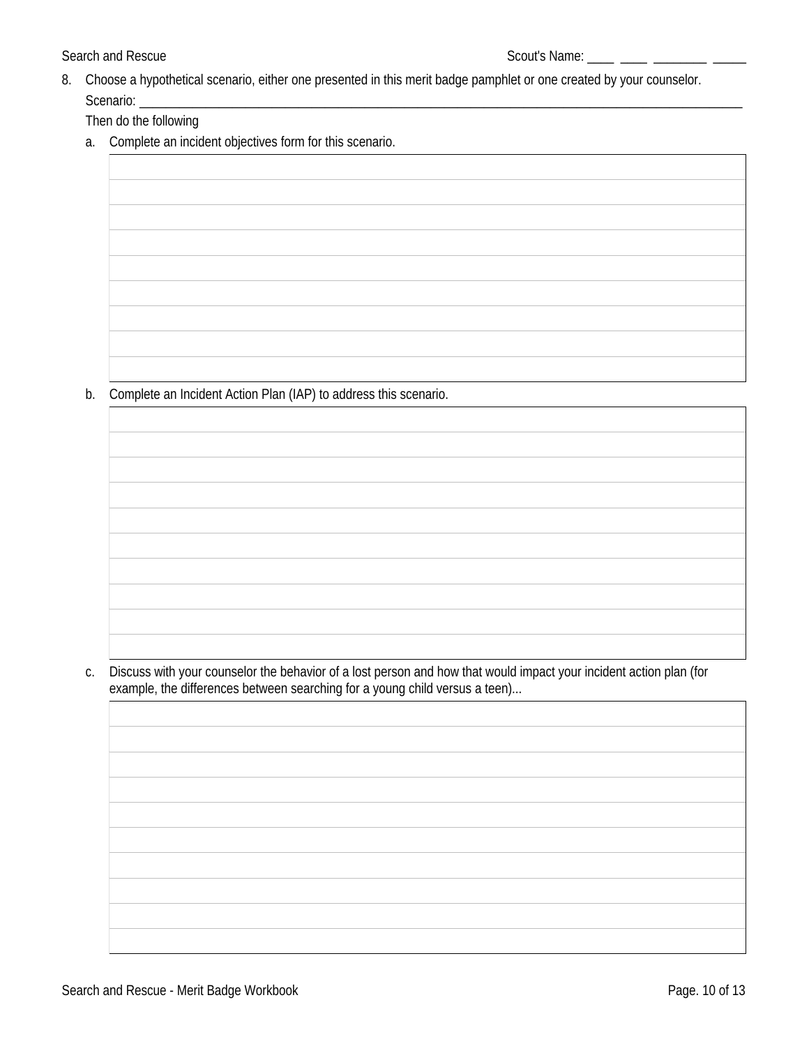8. Choose a hypothetical scenario, either one presented in this merit badge pamphlet or one created by your counselor.
   Scenario: ______________________________________________________________________________________
   Then do the following
   a. Complete an incident objectives form for this scenario.

   b. Complete an Incident Action Plan (IAP) to address this scenario.

   c. Discuss with your counselor the behavior of a lost person and how that would impact your incident action plan (for example, the differences between searching for a young child versus a teen)...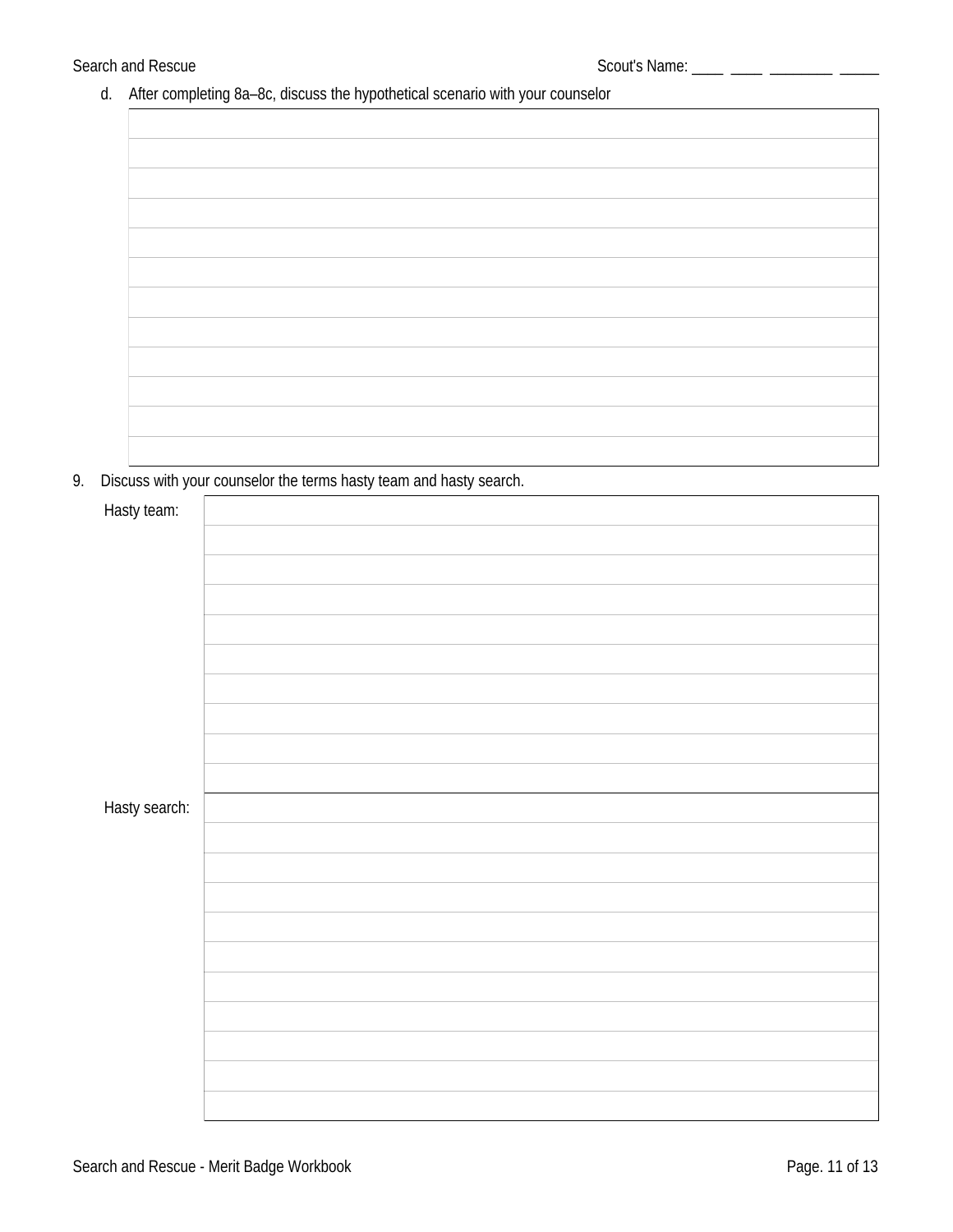d. After completing 8a–8c, discuss the hypothetical scenario with your counselor

9. Discuss with your counselor the terms hasty team and hasty search.

Hasty team:

Hasty search: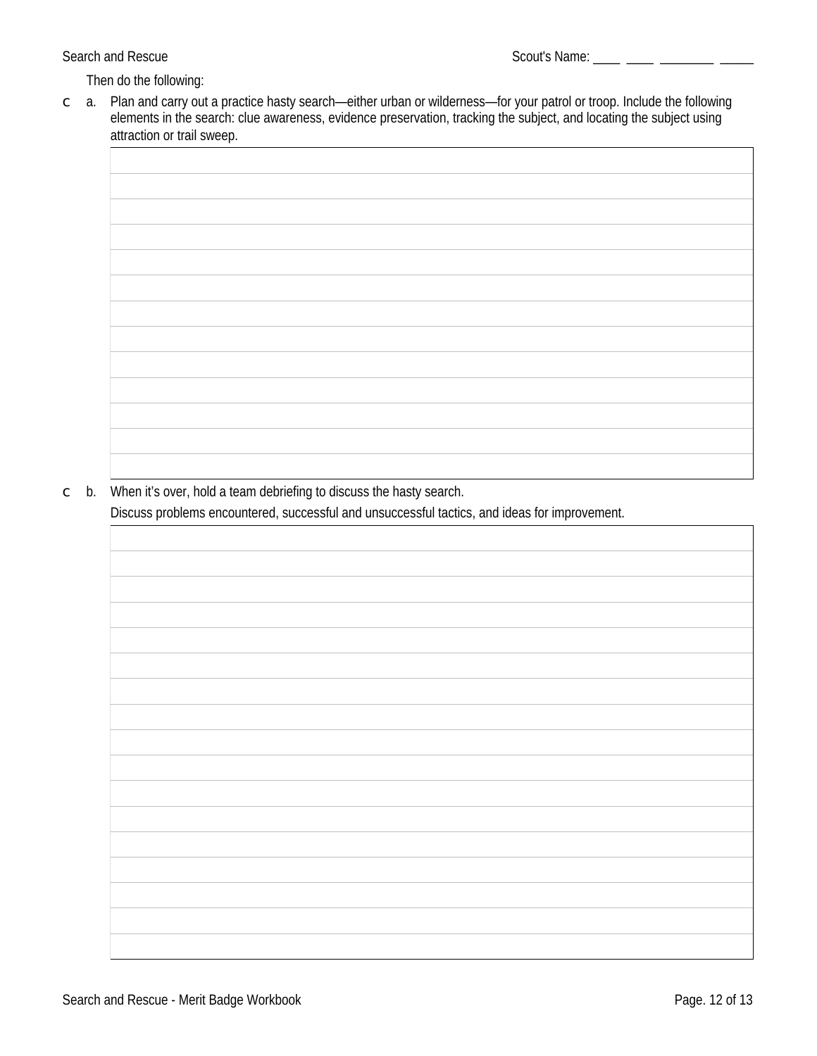Then do the following:

- c a. Plan and carry out a practice hasty search—either urban or wilderness—for your patrol or troop. Include the following elements in the search: clue awareness, evidence preservation, tracking the subject, and locating the subject using attraction or trail sweep.

- c b. When it's over, hold a team debriefing to discuss the hasty search.

  Discuss problems encountered, successful and unsuccessful tactics, and ideas for improvement.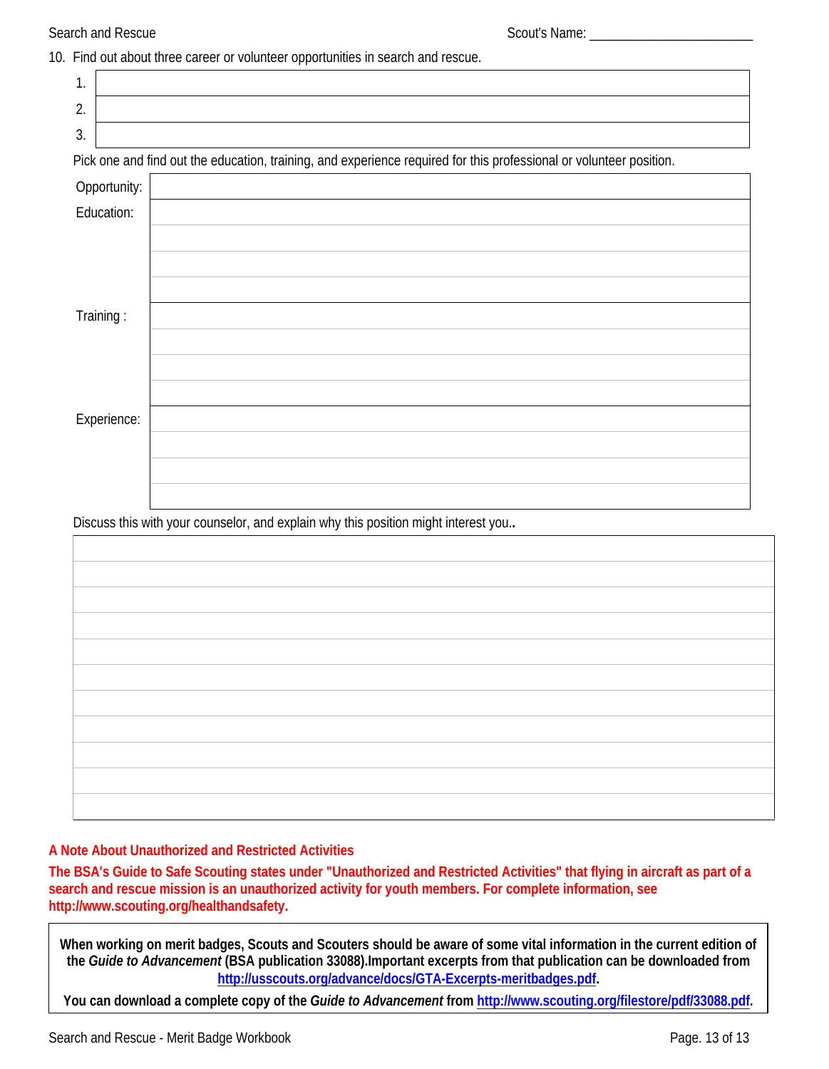Scout's Name: ________________________

10. Find out about three career or volunteer opportunities in search and rescue.

| | |
|---|---|
| 1. | |
| 2. | |
| 3. | |

Pick one and find out the education, training, and experience required for this professional or volunteer position.

| | |
|---|---|
| Opportunity: | |
| Education: | |
| | |
| | |
| | |
| Training : | |
| | |
| | |
| | |
| Experience: | |
| | |
| | |
| | |

Discuss this with your counselor, and explain why this position might interest you..

| |
|---|
| |
| |
| |
| |
| |
| |
| |
| |
| |
| |
| |

**A Note About Unauthorized and Restricted Activities**

**The BSA's Guide to Safe Scouting states under "Unauthorized and Restricted Activities" that flying in aircraft as part of a search and rescue mission is an unauthorized activity for youth members. For complete information, see http://www.scouting.org/healthandsafety.**

**When working on merit badges, Scouts and Scouters should be aware of some vital information in the current edition of the *Guide to Advancement* (BSA publication 33088).Important excerpts from that publication can be downloaded from http://usscouts.org/advance/docs/GTA-Excerpts-meritbadges.pdf.**

**You can download a complete copy of the *Guide to Advancement* from http://www.scouting.org/filestore/pdf/33088.pdf.**